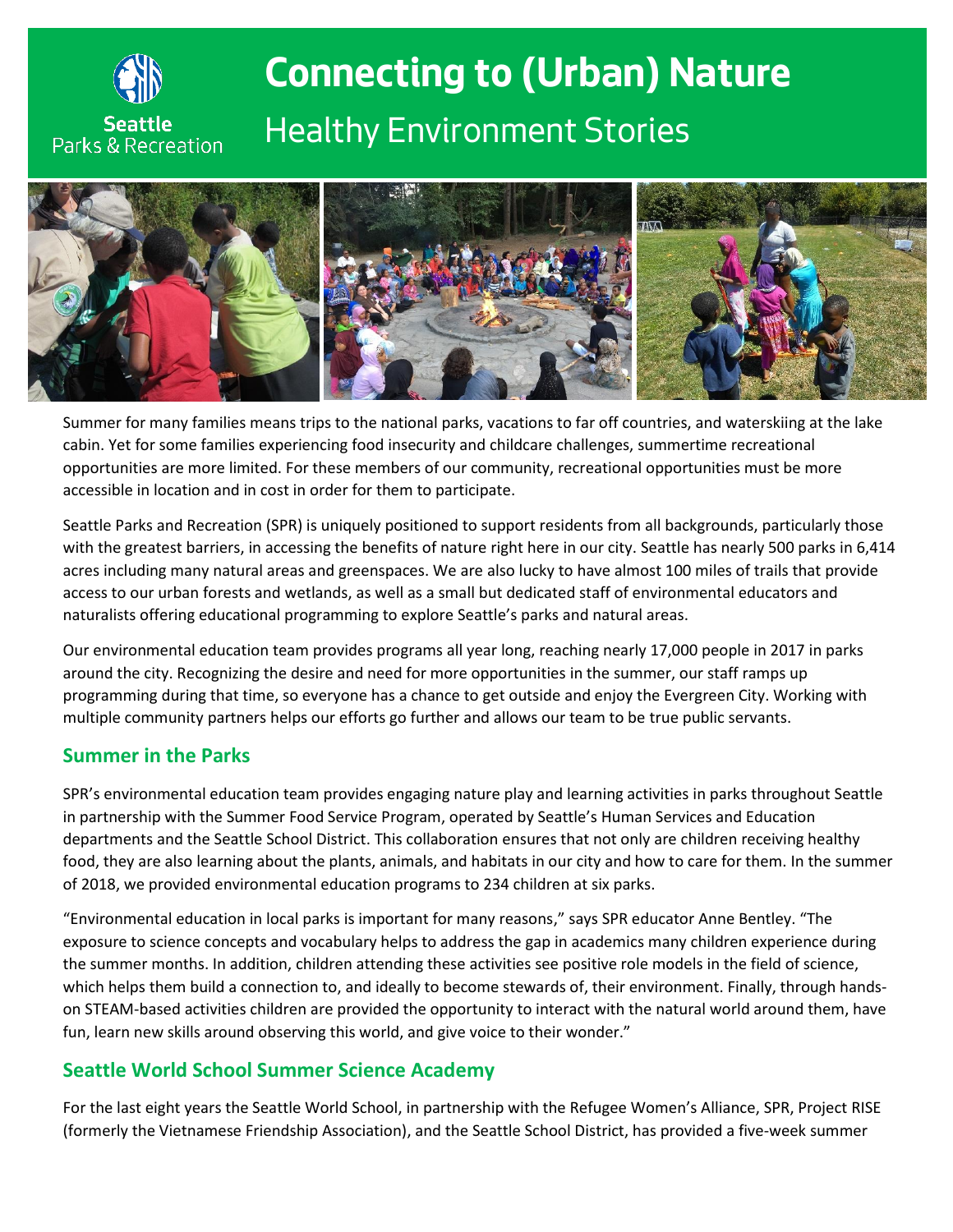# Connecting to (Urban) Nature

## Healthy Environment Stories

Summer for many families means trips to the national parks, vacations to far off countries, and waterskiing at the lake cabin. Yet for some families experiencing food insecurity and childcare challenges, summertime recreational opportunities are more limited. For these members of our community, recreational opportunities must be more accessible in location and in cost in order for them to participate.

Seattle Parks and Recreation (SPR) is uniquely positioned to support residents from all backgrounds, particularly those with the greatest barriers, in accessing the benefits of nature right here in our city. Seattle has nearly 500 parks in 6,414 acres including many natural areas and greenspaces. We are also lucky to have almost 100 miles of trails that provide access to our urban forests and wetlands, as well as a small but dedicated staff of environmental educators and naturalists offering educational programming to explore Seattle's parks and natural areas.

Our environmental education team provides programs all year long, reaching nearly 17,000 people in 2017 in parks around the city. Recognizing the desire and need for more opportunities in the summer, our staff ramps up programming during that time, so everyone has a chance to get outside and enjoy the Evergreen City. Working with multiple community partners helps our efforts go further and allows our team to be true public servants.

### Summer in the Parks

SPR's environmental education team provides engaging nature play and learning activities in parks throughout Seattle in partnership with the Summer Food Service Program, operated by Seattle's Human Services and Education departments and the Seattle School District. This collaboration ensures that not only are children receiving healthy food, they are also learning about the plants, animals, and habitats in our city and how to care for them. In the summer of 2018, we provided environmental education programs to 234 children at six parks.

"Environmental education in local parks is important for many reasons," says SPR educator Anne Bentley. "The exposure to science concepts and vocabulary helps to address the gap in academics many children experience during the summer months. In addition, children attending these activities see positive role models in the field of science, which helps them build a connection to, and ideally to become stewards of, their environment. Finally, through hands-on STEAM-based activities children are provided the opportunity to interact with the natural world around them, have fun, learn new skills around observing this world, and give voice to their wonder."

### Seattle World School Summer Science Academy

For the last eight years the Seattle World School, in partnership with the Refugee Women's Alliance, SPR, Project RISE (formerly the Vietnamese Friendship Association), and the Seattle School District, has provided a five-week summer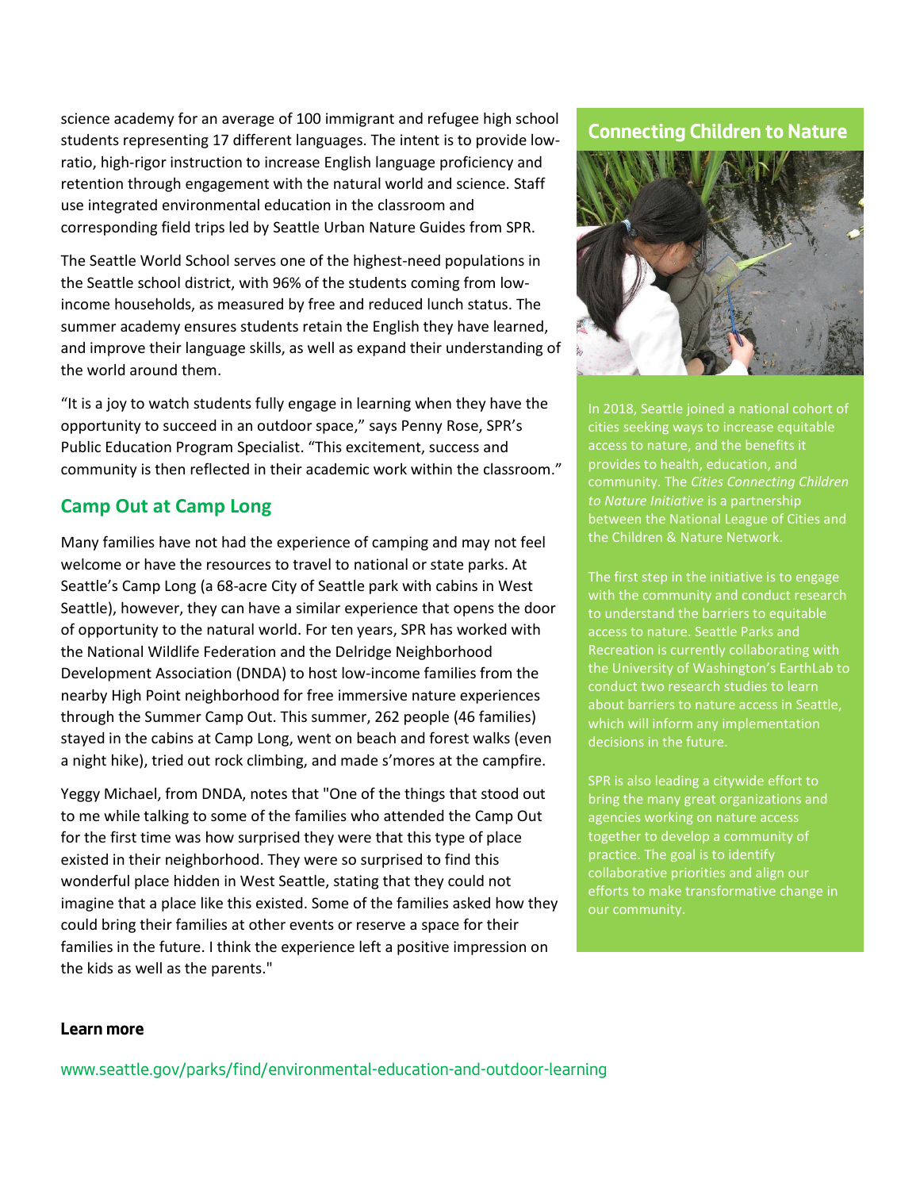science academy for an average of 100 immigrant and refugee high school students representing 17 different languages. The intent is to provide low-ratio, high-rigor instruction to increase English language proficiency and retention through engagement with the natural world and science. Staff use integrated environmental education in the classroom and corresponding field trips led by Seattle Urban Nature Guides from SPR.

The Seattle World School serves one of the highest-need populations in the Seattle school district, with 96% of the students coming from low-income households, as measured by free and reduced lunch status. The summer academy ensures students retain the English they have learned, and improve their language skills, as well as expand their understanding of the world around them.

"It is a joy to watch students fully engage in learning when they have the opportunity to succeed in an outdoor space," says Penny Rose, SPR's Public Education Program Specialist. "This excitement, success and community is then reflected in their academic work within the classroom."

## Camp Out at Camp Long

Many families have not had the experience of camping and may not feel welcome or have the resources to travel to national or state parks. At Seattle's Camp Long (a 68-acre City of Seattle park with cabins in West Seattle), however, they can have a similar experience that opens the door of opportunity to the natural world. For ten years, SPR has worked with the National Wildlife Federation and the Delridge Neighborhood Development Association (DNDA) to host low-income families from the nearby High Point neighborhood for free immersive nature experiences through the Summer Camp Out. This summer, 262 people (46 families) stayed in the cabins at Camp Long, went on beach and forest walks (even a night hike), tried out rock climbing, and made s'mores at the campfire.

Yeggy Michael, from DNDA, notes that "One of the things that stood out to me while talking to some of the families who attended the Camp Out for the first time was how surprised they were that this type of place existed in their neighborhood. They were so surprised to find this wonderful place hidden in West Seattle, stating that they could not imagine that a place like this existed. Some of the families asked how they could bring their families at other events or reserve a space for their families in the future. I think the experience left a positive impression on the kids as well as the parents."

## Connecting Children to Nature

In 2018, Seattle joined a national cohort of cities seeking ways to increase equitable access to nature, and the benefits it provides to health, education, and community. The *Cities Connecting Children to Nature Initiative* is a partnership between the National League of Cities and the Children & Nature Network.

The first step in the initiative is to engage with the community and conduct research to understand the barriers to equitable access to nature. Seattle Parks and Recreation is currently collaborating with the University of Washington's EarthLab to conduct two research studies to learn about barriers to nature access in Seattle, which will inform any implementation decisions in the future.

SPR is also leading a citywide effort to bring the many great organizations and agencies working on nature access together to develop a community of practice. The goal is to identify collaborative priorities and align our efforts to make transformative change in our community.

**Learn more**

www.seattle.gov/parks/find/environmental-education-and-outdoor-learning